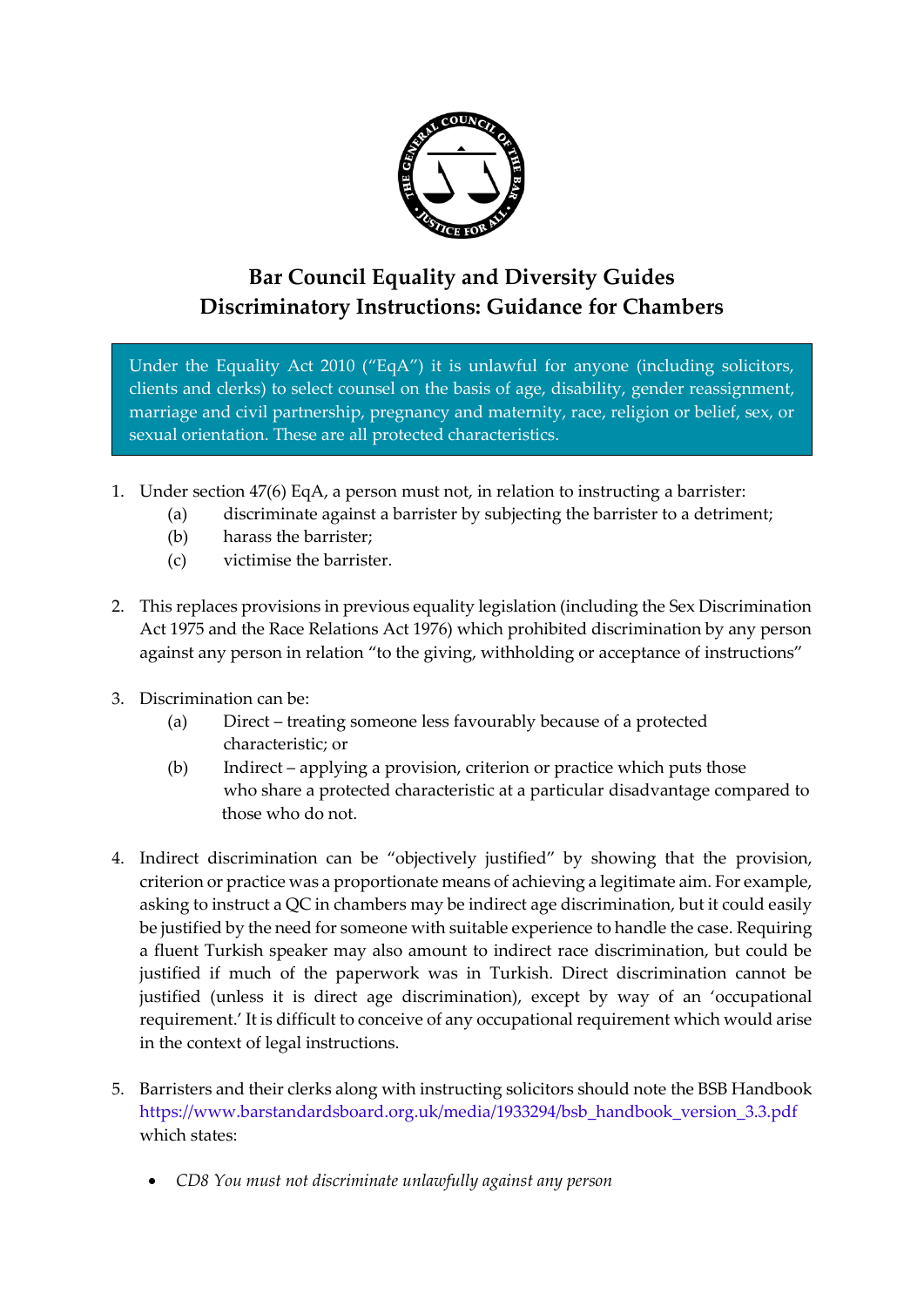# Bar Council Equality and Diversity Guides
## Discriminatory Instructions: Guidance for Chambers

Under the Equality Act 2010 ("EqA") it is unlawful for anyone (including solicitors, clients and clerks) to select counsel on the basis of age, disability, gender reassignment, marriage and civil partnership, pregnancy and maternity, race, religion or belief, sex, or sexual orientation. These are all protected characteristics.

1. Under section 47(6) EqA, a person must not, in relation to instructing a barrister:
   (a) discriminate against a barrister by subjecting the barrister to a detriment;
   (b) harass the barrister;
   (c) victimise the barrister.

2. This replaces provisions in previous equality legislation (including the Sex Discrimination Act 1975 and the Race Relations Act 1976) which prohibited discrimination by any person against any person in relation "to the giving, withholding or acceptance of instructions"

3. Discrimination can be:
   (a) Direct – treating someone less favourably because of a protected characteristic; or
   (b) Indirect – applying a provision, criterion or practice which puts those who share a protected characteristic at a particular disadvantage compared to those who do not.

4. Indirect discrimination can be "objectively justified" by showing that the provision, criterion or practice was a proportionate means of achieving a legitimate aim. For example, asking to instruct a QC in chambers may be indirect age discrimination, but it could easily be justified by the need for someone with suitable experience to handle the case. Requiring a fluent Turkish speaker may also amount to indirect race discrimination, but could be justified if much of the paperwork was in Turkish. Direct discrimination cannot be justified (unless it is direct age discrimination), except by way of an 'occupational requirement.' It is difficult to conceive of any occupational requirement which would arise in the context of legal instructions.

5. Barristers and their clerks along with instructing solicitors should note the BSB Handbook https://www.barstandardsboard.org.uk/media/1933294/bsb_handbook_version_3.3.pdf which states:

   - *CD8 You must not discriminate unlawfully against any person*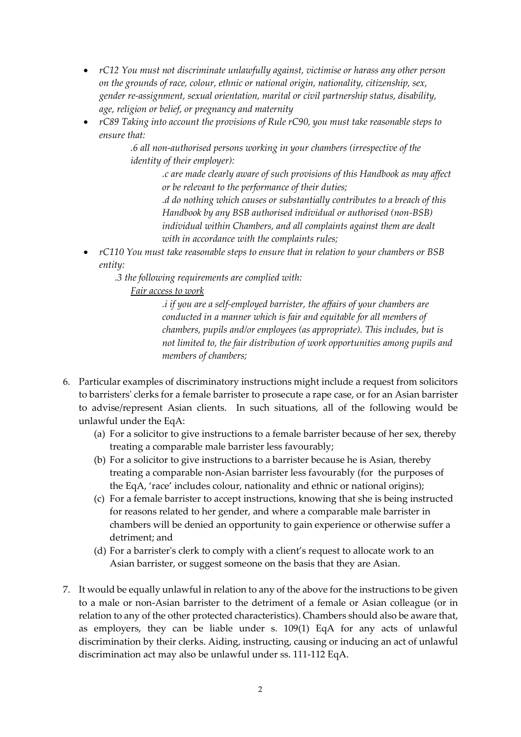- *rC12 You must not discriminate unlawfully against, victimise or harass any other person on the grounds of race, colour, ethnic or national origin, nationality, citizenship, sex, gender re-assignment, sexual orientation, marital or civil partnership status, disability, age, religion or belief, or pregnancy and maternity*
- *rC89 Taking into account the provisions of Rule rC90, you must take reasonable steps to ensure that:*
  - *.6 all non-authorised persons working in your chambers (irrespective of the identity of their employer):*
    - *.c are made clearly aware of such provisions of this Handbook as may affect or be relevant to the performance of their duties;*
    - *.d do nothing which causes or substantially contributes to a breach of this Handbook by any BSB authorised individual or authorised (non-BSB) individual within Chambers, and all complaints against them are dealt with in accordance with the complaints rules;*
- *rC110 You must take reasonable steps to ensure that in relation to your chambers or BSB entity:*
  - *.3 the following requirements are complied with:*
    - *<u>Fair access to work</u>*
    - *.i if you are a self-employed barrister, the affairs of your chambers are conducted in a manner which is fair and equitable for all members of chambers, pupils and/or employees (as appropriate). This includes, but is not limited to, the fair distribution of work opportunities among pupils and members of chambers;*

6. Particular examples of discriminatory instructions might include a request from solicitors to barristers' clerks for a female barrister to prosecute a rape case, or for an Asian barrister to advise/represent Asian clients. In such situations, all of the following would be unlawful under the EqA:
   (a) For a solicitor to give instructions to a female barrister because of her sex, thereby treating a comparable male barrister less favourably;
   (b) For a solicitor to give instructions to a barrister because he is Asian, thereby treating a comparable non-Asian barrister less favourably (for the purposes of the EqA, 'race' includes colour, nationality and ethnic or national origins);
   (c) For a female barrister to accept instructions, knowing that she is being instructed for reasons related to her gender, and where a comparable male barrister in chambers will be denied an opportunity to gain experience or otherwise suffer a detriment; and
   (d) For a barrister's clerk to comply with a client's request to allocate work to an Asian barrister, or suggest someone on the basis that they are Asian.

7. It would be equally unlawful in relation to any of the above for the instructions to be given to a male or non-Asian barrister to the detriment of a female or Asian colleague (or in relation to any of the other protected characteristics). Chambers should also be aware that, as employers, they can be liable under s. 109(1) EqA for any acts of unlawful discrimination by their clerks. Aiding, instructing, causing or inducing an act of unlawful discrimination act may also be unlawful under ss. 111-112 EqA.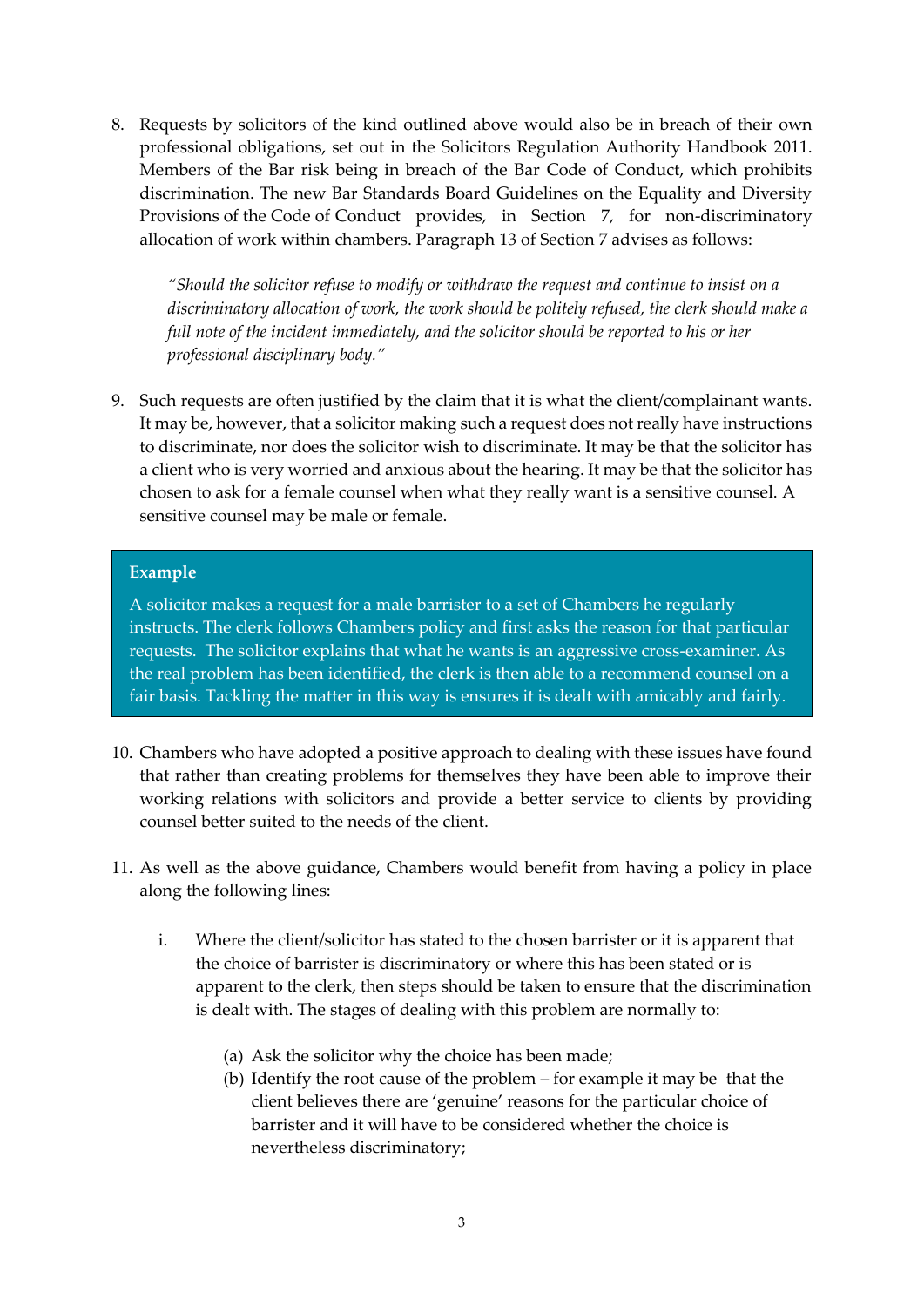8. Requests by solicitors of the kind outlined above would also be in breach of their own professional obligations, set out in the Solicitors Regulation Authority Handbook 2011. Members of the Bar risk being in breach of the Bar Code of Conduct, which prohibits discrimination. The new Bar Standards Board Guidelines on the Equality and Diversity Provisions of the Code of Conduct provides, in Section 7, for non-discriminatory allocation of work within chambers. Paragraph 13 of Section 7 advises as follows:

   > *"Should the solicitor refuse to modify or withdraw the request and continue to insist on a discriminatory allocation of work, the work should be politely refused, the clerk should make a full note of the incident immediately, and the solicitor should be reported to his or her professional disciplinary body."*

9. Such requests are often justified by the claim that it is what the client/complainant wants. It may be, however, that a solicitor making such a request does not really have instructions to discriminate, nor does the solicitor wish to discriminate. It may be that the solicitor has a client who is very worried and anxious about the hearing. It may be that the solicitor has chosen to ask for a female counsel when what they really want is a sensitive counsel. A sensitive counsel may be male or female.

> **Example**
>
> A solicitor makes a request for a male barrister to a set of Chambers he regularly instructs. The clerk follows Chambers policy and first asks the reason for that particular requests. The solicitor explains that what he wants is an aggressive cross-examiner. As the real problem has been identified, the clerk is then able to a recommend counsel on a fair basis. Tackling the matter in this way is ensures it is dealt with amicably and fairly.

10. Chambers who have adopted a positive approach to dealing with these issues have found that rather than creating problems for themselves they have been able to improve their working relations with solicitors and provide a better service to clients by providing counsel better suited to the needs of the client.

11. As well as the above guidance, Chambers would benefit from having a policy in place along the following lines:

    i. Where the client/solicitor has stated to the chosen barrister or it is apparent that the choice of barrister is discriminatory or where this has been stated or is apparent to the clerk, then steps should be taken to ensure that the discrimination is dealt with. The stages of dealing with this problem are normally to:

       (a) Ask the solicitor why the choice has been made;
       (b) Identify the root cause of the problem – for example it may be that the client believes there are 'genuine' reasons for the particular choice of barrister and it will have to be considered whether the choice is nevertheless discriminatory;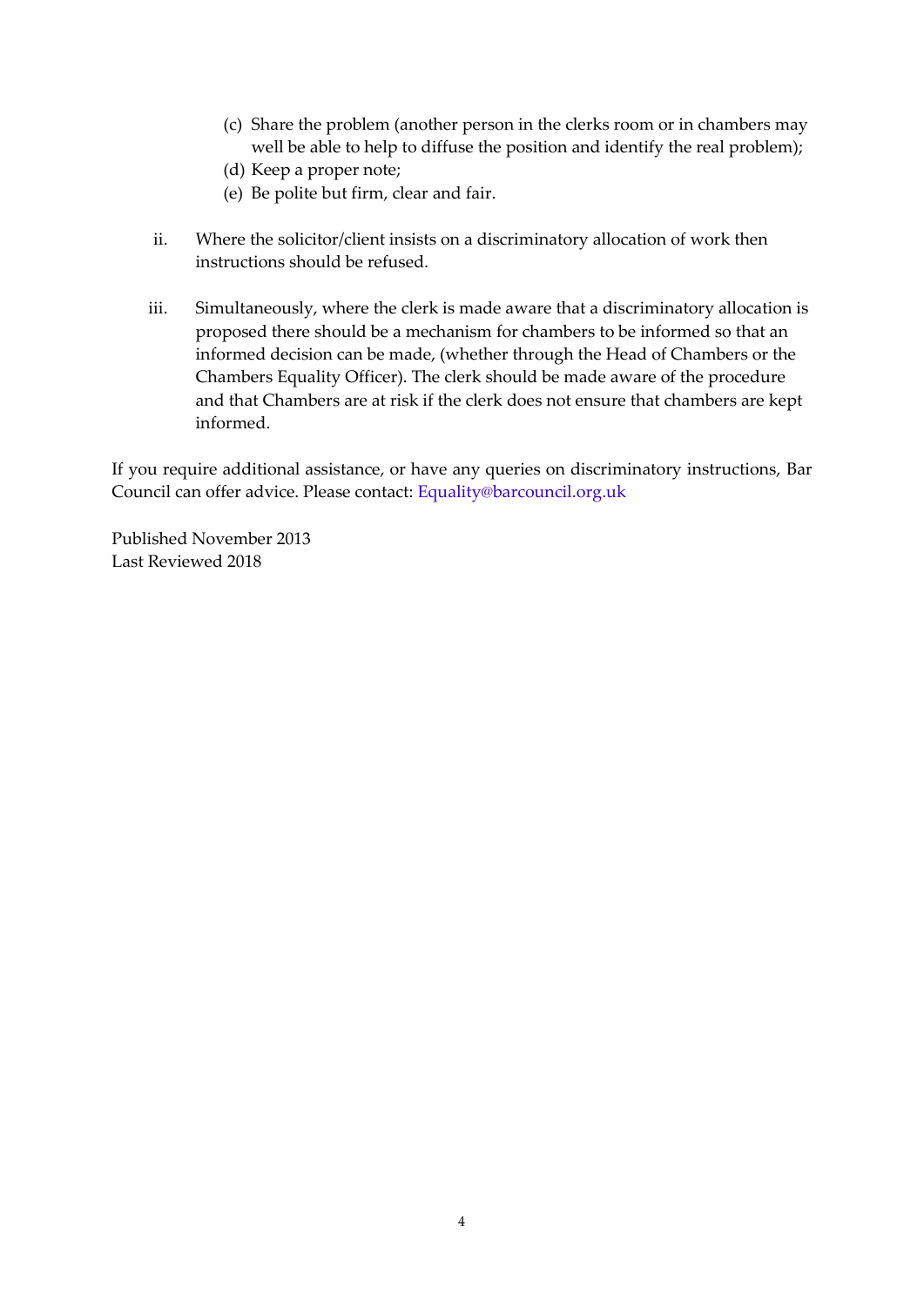(c) Share the problem (another person in the clerks room or in chambers may well be able to help to diffuse the position and identify the real problem);
(d) Keep a proper note;
(e) Be polite but firm, clear and fair.

ii. Where the solicitor/client insists on a discriminatory allocation of work then instructions should be refused.

iii. Simultaneously, where the clerk is made aware that a discriminatory allocation is proposed there should be a mechanism for chambers to be informed so that an informed decision can be made, (whether through the Head of Chambers or the Chambers Equality Officer). The clerk should be made aware of the procedure and that Chambers are at risk if the clerk does not ensure that chambers are kept informed.

If you require additional assistance, or have any queries on discriminatory instructions, Bar Council can offer advice. Please contact: Equality@barcouncil.org.uk

Published November 2013
Last Reviewed 2018